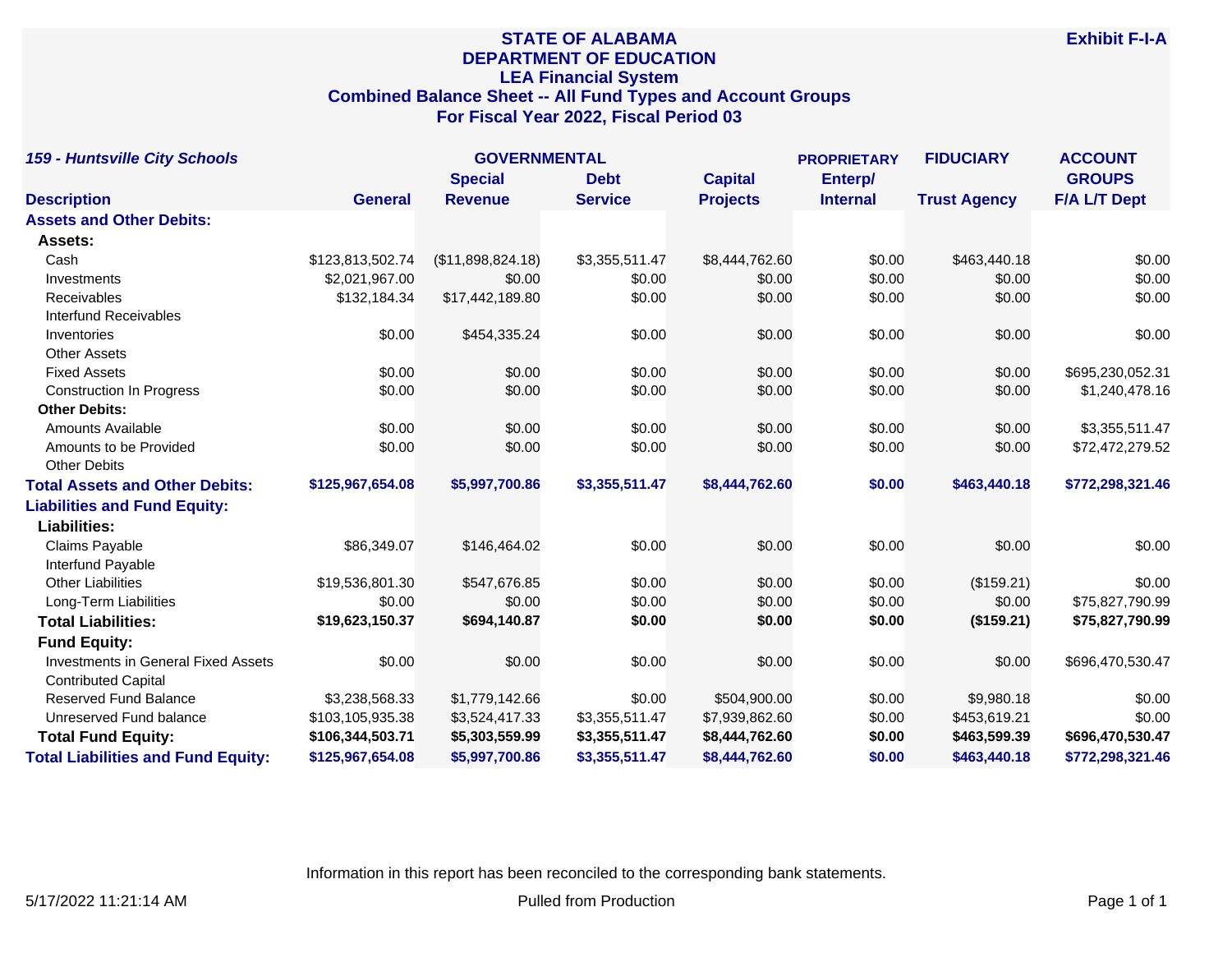# STATE OF ALABAMA
## DEPARTMENT OF EDUCATION
## LEA Financial System
## Combined Balance Sheet -- All Fund Types and Account Groups
## For Fiscal Year 2022, Fiscal Period 03

**Exhibit F-I-A**

***159 - Huntsville City Schools***

| | GOVERNMENTAL | | | | PROPRIETARY | FIDUCIARY | ACCOUNT GROUPS |
|---|---|---|---|---|---|---|---|
| **Description** | **General** | **Special Revenue** | **Debt Service** | **Capital Projects** | **Enterp/ Internal** | **Trust Agency** | **F/A L/T Dept** |
| **Assets and Other Debits:** | | | | | | | |
| **Assets:** | | | | | | | |
| Cash | $123,813,502.74 | ($11,898,824.18) | $3,355,511.47 | $8,444,762.60 | $0.00 | $463,440.18 | $0.00 |
| Investments | $2,021,967.00 | $0.00 | $0.00 | $0.00 | $0.00 | $0.00 | $0.00 |
| Receivables | $132,184.34 | $17,442,189.80 | $0.00 | $0.00 | $0.00 | $0.00 | $0.00 |
| Interfund Receivables | | | | | | | |
| Inventories | $0.00 | $454,335.24 | $0.00 | $0.00 | $0.00 | $0.00 | $0.00 |
| Other Assets | | | | | | | |
| Fixed Assets | $0.00 | $0.00 | $0.00 | $0.00 | $0.00 | $0.00 | $695,230,052.31 |
| Construction In Progress | $0.00 | $0.00 | $0.00 | $0.00 | $0.00 | $0.00 | $1,240,478.16 |
| **Other Debits:** | | | | | | | |
| Amounts Available | $0.00 | $0.00 | $0.00 | $0.00 | $0.00 | $0.00 | $3,355,511.47 |
| Amounts to be Provided | $0.00 | $0.00 | $0.00 | $0.00 | $0.00 | $0.00 | $72,472,279.52 |
| Other Debits | | | | | | | |
| **Total Assets and Other Debits:** | **$125,967,654.08** | **$5,997,700.86** | **$3,355,511.47** | **$8,444,762.60** | **$0.00** | **$463,440.18** | **$772,298,321.46** |
| **Liabilities and Fund Equity:** | | | | | | | |
| **Liabilities:** | | | | | | | |
| Claims Payable | $86,349.07 | $146,464.02 | $0.00 | $0.00 | $0.00 | $0.00 | $0.00 |
| Interfund Payable | | | | | | | |
| Other Liabilities | $19,536,801.30 | $547,676.85 | $0.00 | $0.00 | $0.00 | ($159.21) | $0.00 |
| Long-Term Liabilities | $0.00 | $0.00 | $0.00 | $0.00 | $0.00 | $0.00 | $75,827,790.99 |
| **Total Liabilities:** | **$19,623,150.37** | **$694,140.87** | **$0.00** | **$0.00** | **$0.00** | **($159.21)** | **$75,827,790.99** |
| **Fund Equity:** | | | | | | | |
| Investments in General Fixed Assets | $0.00 | $0.00 | $0.00 | $0.00 | $0.00 | $0.00 | $696,470,530.47 |
| Contributed Capital | | | | | | | |
| Reserved Fund Balance | $3,238,568.33 | $1,779,142.66 | $0.00 | $504,900.00 | $0.00 | $9,980.18 | $0.00 |
| Unreserved Fund balance | $103,105,935.38 | $3,524,417.33 | $3,355,511.47 | $7,939,862.60 | $0.00 | $453,619.21 | $0.00 |
| **Total Fund Equity:** | **$106,344,503.71** | **$5,303,559.99** | **$3,355,511.47** | **$8,444,762.60** | **$0.00** | **$463,599.39** | **$696,470,530.47** |
| **Total Liabilities and Fund Equity:** | **$125,967,654.08** | **$5,997,700.86** | **$3,355,511.47** | **$8,444,762.60** | **$0.00** | **$463,440.18** | **$772,298,321.46** |

Information in this report has been reconciled to the corresponding bank statements.

5/17/2022 11:21:14 AM

Pulled from Production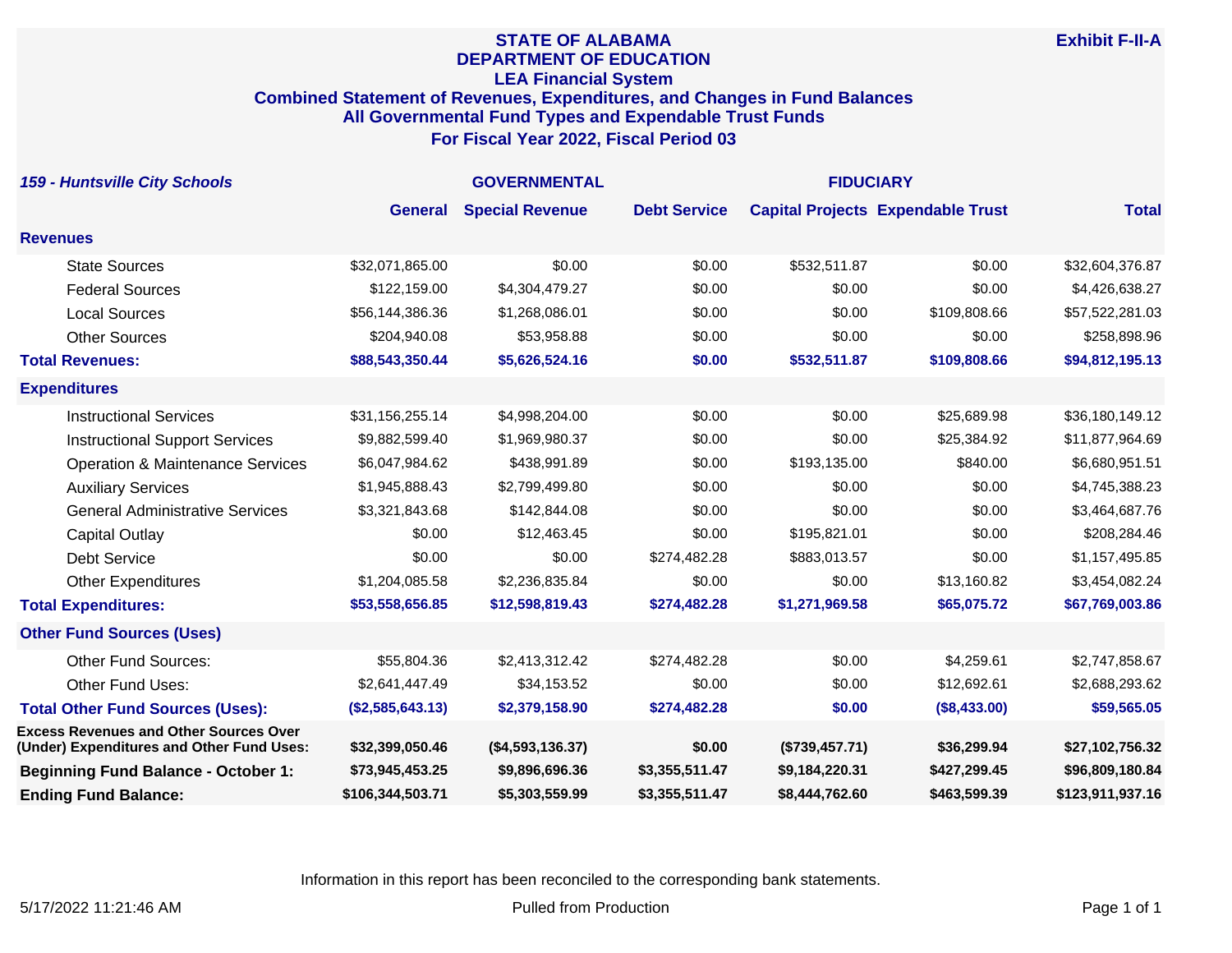# STATE OF ALABAMA
## DEPARTMENT OF EDUCATION
## LEA Financial System
## Combined Statement of Revenues, Expenditures, and Changes in Fund Balances
## All Governmental Fund Types and Expendable Trust Funds
## For Fiscal Year 2022, Fiscal Period 03

**Exhibit F-II-A**

| *159 - Huntsville City Schools* | GOVERNMENTAL | | | | FIDUCIARY | |
|---|---|---|---|---|---|---|
| | **General** | **Special Revenue** | **Debt Service** | **Capital Projects** | **Expendable Trust** | **Total** |
| **Revenues** | | | | | | |
| State Sources | $32,071,865.00 | $0.00 | $0.00 | $532,511.87 | $0.00 | $32,604,376.87 |
| Federal Sources | $122,159.00 | $4,304,479.27 | $0.00 | $0.00 | $0.00 | $4,426,638.27 |
| Local Sources | $56,144,386.36 | $1,268,086.01 | $0.00 | $0.00 | $109,808.66 | $57,522,281.03 |
| Other Sources | $204,940.08 | $53,958.88 | $0.00 | $0.00 | $0.00 | $258,898.96 |
| **Total Revenues:** | **$88,543,350.44** | **$5,626,524.16** | **$0.00** | **$532,511.87** | **$109,808.66** | **$94,812,195.13** |
| **Expenditures** | | | | | | |
| Instructional Services | $31,156,255.14 | $4,998,204.00 | $0.00 | $0.00 | $25,689.98 | $36,180,149.12 |
| Instructional Support Services | $9,882,599.40 | $1,969,980.37 | $0.00 | $0.00 | $25,384.92 | $11,877,964.69 |
| Operation & Maintenance Services | $6,047,984.62 | $438,991.89 | $0.00 | $193,135.00 | $840.00 | $6,680,951.51 |
| Auxiliary Services | $1,945,888.43 | $2,799,499.80 | $0.00 | $0.00 | $0.00 | $4,745,388.23 |
| General Administrative Services | $3,321,843.68 | $142,844.08 | $0.00 | $0.00 | $0.00 | $3,464,687.76 |
| Capital Outlay | $0.00 | $12,463.45 | $0.00 | $195,821.01 | $0.00 | $208,284.46 |
| Debt Service | $0.00 | $0.00 | $274,482.28 | $883,013.57 | $0.00 | $1,157,495.85 |
| Other Expenditures | $1,204,085.58 | $2,236,835.84 | $0.00 | $0.00 | $13,160.82 | $3,454,082.24 |
| **Total Expenditures:** | **$53,558,656.85** | **$12,598,819.43** | **$274,482.28** | **$1,271,969.58** | **$65,075.72** | **$67,769,003.86** |
| **Other Fund Sources (Uses)** | | | | | | |
| Other Fund Sources: | $55,804.36 | $2,413,312.42 | $274,482.28 | $0.00 | $4,259.61 | $2,747,858.67 |
| Other Fund Uses: | $2,641,447.49 | $34,153.52 | $0.00 | $0.00 | $12,692.61 | $2,688,293.62 |
| **Total Other Fund Sources (Uses):** | **($2,585,643.13)** | **$2,379,158.90** | **$274,482.28** | **$0.00** | **($8,433.00)** | **$59,565.05** |
| **Excess Revenues and Other Sources Over (Under) Expenditures and Other Fund Uses:** | **$32,399,050.46** | **($4,593,136.37)** | **$0.00** | **($739,457.71)** | **$36,299.94** | **$27,102,756.32** |
| **Beginning Fund Balance - October 1:** | **$73,945,453.25** | **$9,896,696.36** | **$3,355,511.47** | **$9,184,220.31** | **$427,299.45** | **$96,809,180.84** |
| **Ending Fund Balance:** | **$106,344,503.71** | **$5,303,559.99** | **$3,355,511.47** | **$8,444,762.60** | **$463,599.39** | **$123,911,937.16** |

Information in this report has been reconciled to the corresponding bank statements.

5/17/2022 11:21:46 AM — Pulled from Production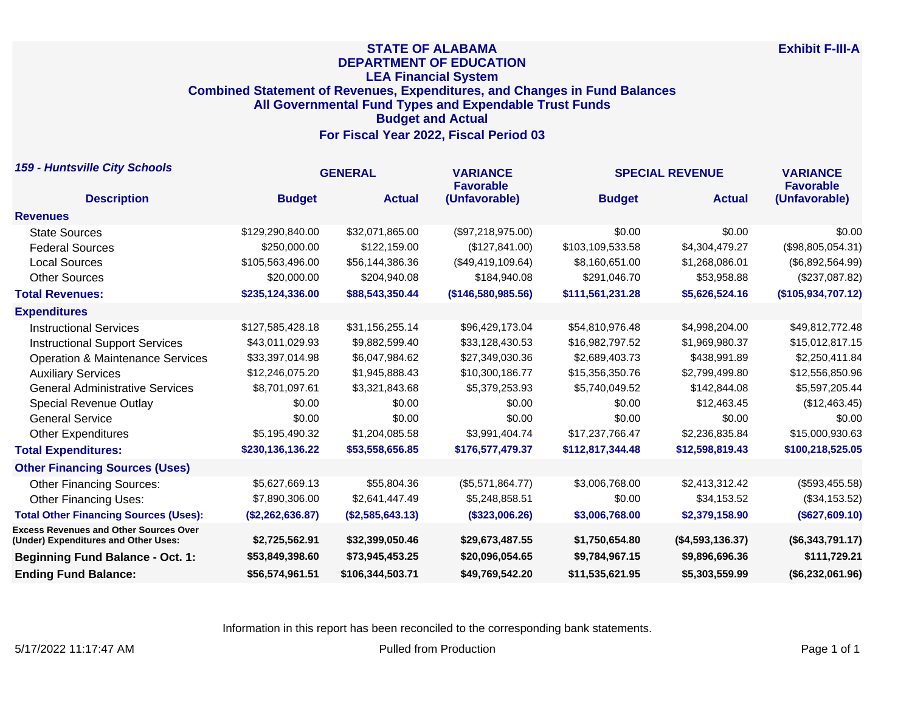**Exhibit F-III-A**

# STATE OF ALABAMA
## DEPARTMENT OF EDUCATION
### LEA Financial System
### Combined Statement of Revenues, Expenditures, and Changes in Fund Balances
### All Governmental Fund Types and Expendable Trust Funds
### Budget and Actual
### For Fiscal Year 2022, Fiscal Period 03

***159 - Huntsville City Schools***

| Description | GENERAL Budget | GENERAL Actual | VARIANCE Favorable (Unfavorable) | SPECIAL REVENUE Budget | SPECIAL REVENUE Actual | VARIANCE Favorable (Unfavorable) |
|---|---|---|---|---|---|---|
| **Revenues** | | | | | | |
| State Sources | $129,290,840.00 | $32,071,865.00 | ($97,218,975.00) | $0.00 | $0.00 | $0.00 |
| Federal Sources | $250,000.00 | $122,159.00 | ($127,841.00) | $103,109,533.58 | $4,304,479.27 | ($98,805,054.31) |
| Local Sources | $105,563,496.00 | $56,144,386.36 | ($49,419,109.64) | $8,160,651.00 | $1,268,086.01 | ($6,892,564.99) |
| Other Sources | $20,000.00 | $204,940.08 | $184,940.08 | $291,046.70 | $53,958.88 | ($237,087.82) |
| **Total Revenues:** | **$235,124,336.00** | **$88,543,350.44** | **($146,580,985.56)** | **$111,561,231.28** | **$5,626,524.16** | **($105,934,707.12)** |
| **Expenditures** | | | | | | |
| Instructional Services | $127,585,428.18 | $31,156,255.14 | $96,429,173.04 | $54,810,976.48 | $4,998,204.00 | $49,812,772.48 |
| Instructional Support Services | $43,011,029.93 | $9,882,599.40 | $33,128,430.53 | $16,982,797.52 | $1,969,980.37 | $15,012,817.15 |
| Operation & Maintenance Services | $33,397,014.98 | $6,047,984.62 | $27,349,030.36 | $2,689,403.73 | $438,991.89 | $2,250,411.84 |
| Auxiliary Services | $12,246,075.20 | $1,945,888.43 | $10,300,186.77 | $15,356,350.76 | $2,799,499.80 | $12,556,850.96 |
| General Administrative Services | $8,701,097.61 | $3,321,843.68 | $5,379,253.93 | $5,740,049.52 | $142,844.08 | $5,597,205.44 |
| Special Revenue Outlay | $0.00 | $0.00 | $0.00 | $0.00 | $12,463.45 | ($12,463.45) |
| General Service | $0.00 | $0.00 | $0.00 | $0.00 | $0.00 | $0.00 |
| Other Expenditures | $5,195,490.32 | $1,204,085.58 | $3,991,404.74 | $17,237,766.47 | $2,236,835.84 | $15,000,930.63 |
| **Total Expenditures:** | **$230,136,136.22** | **$53,558,656.85** | **$176,577,479.37** | **$112,817,344.48** | **$12,598,819.43** | **$100,218,525.05** |
| **Other Financing Sources (Uses)** | | | | | | |
| Other Financing Sources: | $5,627,669.13 | $55,804.36 | ($5,571,864.77) | $3,006,768.00 | $2,413,312.42 | ($593,455.58) |
| Other Financing Uses: | $7,890,306.00 | $2,641,447.49 | $5,248,858.51 | $0.00 | $34,153.52 | ($34,153.52) |
| **Total Other Financing Sources (Uses):** | **($2,262,636.87)** | **($2,585,643.13)** | **($323,006.26)** | **$3,006,768.00** | **$2,379,158.90** | **($627,609.10)** |
| **Excess Revenues and Other Sources Over (Under) Expenditures and Other Uses:** | **$2,725,562.91** | **$32,399,050.46** | **$29,673,487.55** | **$1,750,654.80** | **($4,593,136.37)** | **($6,343,791.17)** |
| **Beginning Fund Balance - Oct. 1:** | **$53,849,398.60** | **$73,945,453.25** | **$20,096,054.65** | **$9,784,967.15** | **$9,896,696.36** | **$111,729.21** |
| **Ending Fund Balance:** | **$56,574,961.51** | **$106,344,503.71** | **$49,769,542.20** | **$11,535,621.95** | **$5,303,559.99** | **($6,232,061.96)** |

Information in this report has been reconciled to the corresponding bank statements.

5/17/2022 11:17:47 AM — Pulled from Production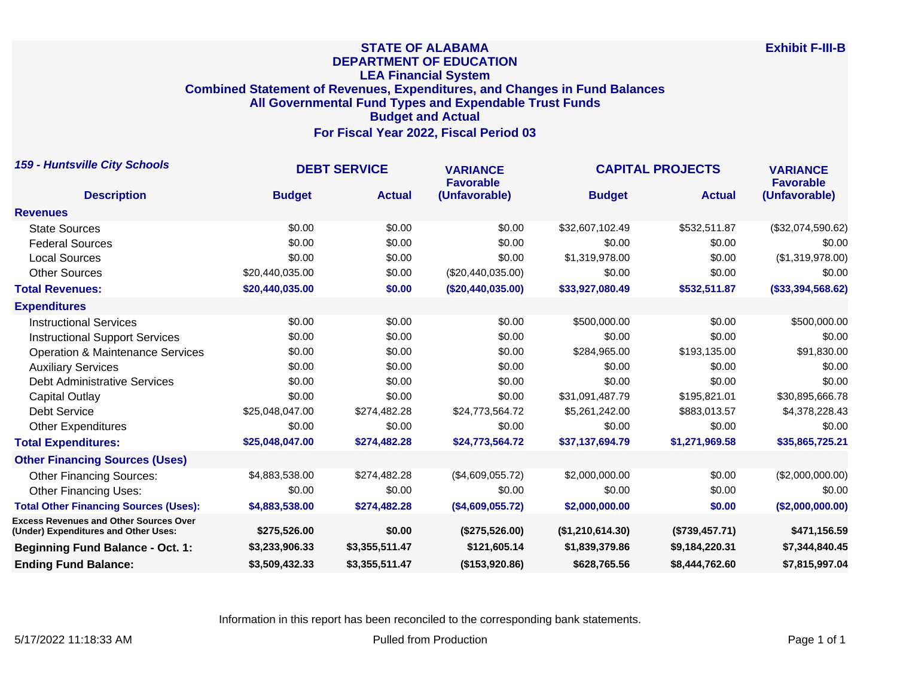# STATE OF ALABAMA
## DEPARTMENT OF EDUCATION
### LEA Financial System
### Combined Statement of Revenues, Expenditures, and Changes in Fund Balances
### All Governmental Fund Types and Expendable Trust Funds
### Budget and Actual
### For Fiscal Year 2022, Fiscal Period 03

**Exhibit F-III-B**

***159 - Huntsville City Schools***

| Description | DEBT SERVICE Budget | DEBT SERVICE Actual | VARIANCE Favorable (Unfavorable) | CAPITAL PROJECTS Budget | CAPITAL PROJECTS Actual | VARIANCE Favorable (Unfavorable) |
|---|---|---|---|---|---|---|
| **Revenues** | | | | | | |
| State Sources | $0.00 | $0.00 | $0.00 | $32,607,102.49 | $532,511.87 | ($32,074,590.62) |
| Federal Sources | $0.00 | $0.00 | $0.00 | $0.00 | $0.00 | $0.00 |
| Local Sources | $0.00 | $0.00 | $0.00 | $1,319,978.00 | $0.00 | ($1,319,978.00) |
| Other Sources | $20,440,035.00 | $0.00 | ($20,440,035.00) | $0.00 | $0.00 | $0.00 |
| **Total Revenues:** | **$20,440,035.00** | **$0.00** | **($20,440,035.00)** | **$33,927,080.49** | **$532,511.87** | **($33,394,568.62)** |
| **Expenditures** | | | | | | |
| Instructional Services | $0.00 | $0.00 | $0.00 | $500,000.00 | $0.00 | $500,000.00 |
| Instructional Support Services | $0.00 | $0.00 | $0.00 | $0.00 | $0.00 | $0.00 |
| Operation & Maintenance Services | $0.00 | $0.00 | $0.00 | $284,965.00 | $193,135.00 | $91,830.00 |
| Auxiliary Services | $0.00 | $0.00 | $0.00 | $0.00 | $0.00 | $0.00 |
| Debt Administrative Services | $0.00 | $0.00 | $0.00 | $0.00 | $0.00 | $0.00 |
| Capital Outlay | $0.00 | $0.00 | $0.00 | $31,091,487.79 | $195,821.01 | $30,895,666.78 |
| Debt Service | $25,048,047.00 | $274,482.28 | $24,773,564.72 | $5,261,242.00 | $883,013.57 | $4,378,228.43 |
| Other Expenditures | $0.00 | $0.00 | $0.00 | $0.00 | $0.00 | $0.00 |
| **Total Expenditures:** | **$25,048,047.00** | **$274,482.28** | **$24,773,564.72** | **$37,137,694.79** | **$1,271,969.58** | **$35,865,725.21** |
| **Other Financing Sources (Uses)** | | | | | | |
| Other Financing Sources: | $4,883,538.00 | $274,482.28 | ($4,609,055.72) | $2,000,000.00 | $0.00 | ($2,000,000.00) |
| Other Financing Uses: | $0.00 | $0.00 | $0.00 | $0.00 | $0.00 | $0.00 |
| **Total Other Financing Sources (Uses):** | **$4,883,538.00** | **$274,482.28** | **($4,609,055.72)** | **$2,000,000.00** | **$0.00** | **($2,000,000.00)** |
| **Excess Revenues and Other Sources Over (Under) Expenditures and Other Uses:** | **$275,526.00** | **$0.00** | **($275,526.00)** | **($1,210,614.30)** | **($739,457.71)** | **$471,156.59** |
| **Beginning Fund Balance - Oct. 1:** | **$3,233,906.33** | **$3,355,511.47** | **$121,605.14** | **$1,839,379.86** | **$9,184,220.31** | **$7,344,840.45** |
| **Ending Fund Balance:** | **$3,509,432.33** | **$3,355,511.47** | **($153,920.86)** | **$628,765.56** | **$8,444,762.60** | **$7,815,997.04** |

Information in this report has been reconciled to the corresponding bank statements.

5/17/2022 11:18:33 AM

Pulled from Production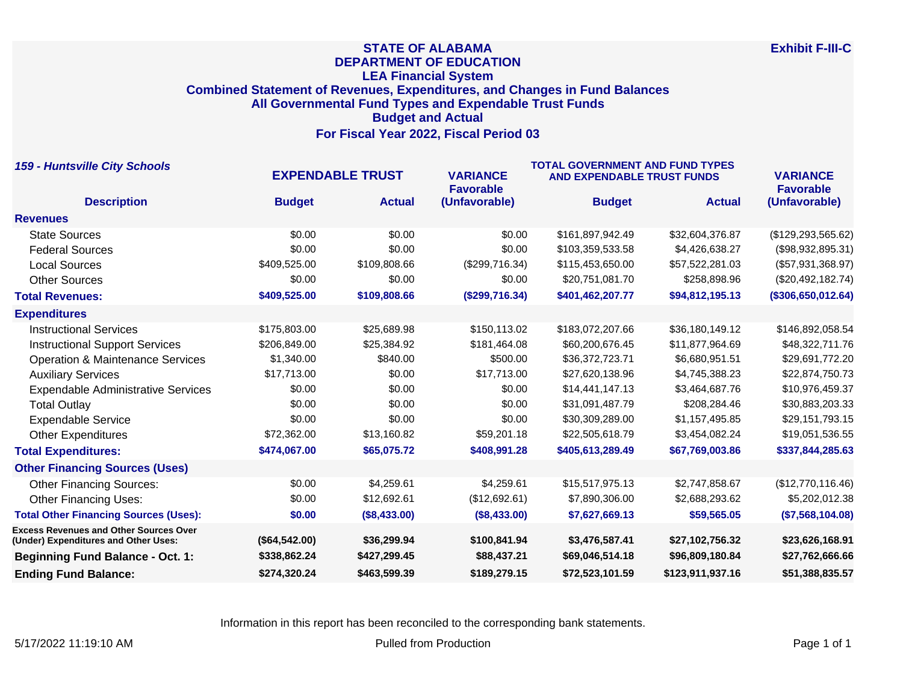**STATE OF ALABAMA**
**DEPARTMENT OF EDUCATION**
**LEA Financial System**
**Combined Statement of Revenues, Expenditures, and Changes in Fund Balances**
**All Governmental Fund Types and Expendable Trust Funds**
**Budget and Actual**
**For Fiscal Year 2022, Fiscal Period 03**

**Exhibit F-III-C**

***159 - Huntsville City Schools***

| Description | EXPENDABLE TRUST | | VARIANCE | TOTAL GOVERNMENT AND FUND TYPES AND EXPENDABLE TRUST FUNDS | | VARIANCE |
|---|---|---|---|---|---|---|
| | Budget | Actual | Favorable (Unfavorable) | Budget | Actual | Favorable (Unfavorable) |
| **Revenues** | | | | | | |
| State Sources | $0.00 | $0.00 | $0.00 | $161,897,942.49 | $32,604,376.87 | ($129,293,565.62) |
| Federal Sources | $0.00 | $0.00 | $0.00 | $103,359,533.58 | $4,426,638.27 | ($98,932,895.31) |
| Local Sources | $409,525.00 | $109,808.66 | ($299,716.34) | $115,453,650.00 | $57,522,281.03 | ($57,931,368.97) |
| Other Sources | $0.00 | $0.00 | $0.00 | $20,751,081.70 | $258,898.96 | ($20,492,182.74) |
| **Total Revenues:** | **$409,525.00** | **$109,808.66** | **($299,716.34)** | **$401,462,207.77** | **$94,812,195.13** | **($306,650,012.64)** |
| **Expenditures** | | | | | | |
| Instructional Services | $175,803.00 | $25,689.98 | $150,113.02 | $183,072,207.66 | $36,180,149.12 | $146,892,058.54 |
| Instructional Support Services | $206,849.00 | $25,384.92 | $181,464.08 | $60,200,676.45 | $11,877,964.69 | $48,322,711.76 |
| Operation & Maintenance Services | $1,340.00 | $840.00 | $500.00 | $36,372,723.71 | $6,680,951.51 | $29,691,772.20 |
| Auxiliary Services | $17,713.00 | $0.00 | $17,713.00 | $27,620,138.96 | $4,745,388.23 | $22,874,750.73 |
| Expendable Administrative Services | $0.00 | $0.00 | $0.00 | $14,441,147.13 | $3,464,687.76 | $10,976,459.37 |
| Total Outlay | $0.00 | $0.00 | $0.00 | $31,091,487.79 | $208,284.46 | $30,883,203.33 |
| Expendable Service | $0.00 | $0.00 | $0.00 | $30,309,289.00 | $1,157,495.85 | $29,151,793.15 |
| Other Expenditures | $72,362.00 | $13,160.82 | $59,201.18 | $22,505,618.79 | $3,454,082.24 | $19,051,536.55 |
| **Total Expenditures:** | **$474,067.00** | **$65,075.72** | **$408,991.28** | **$405,613,289.49** | **$67,769,003.86** | **$337,844,285.63** |
| **Other Financing Sources (Uses)** | | | | | | |
| Other Financing Sources: | $0.00 | $4,259.61 | $4,259.61 | $15,517,975.13 | $2,747,858.67 | ($12,770,116.46) |
| Other Financing Uses: | $0.00 | $12,692.61 | ($12,692.61) | $7,890,306.00 | $2,688,293.62 | $5,202,012.38 |
| **Total Other Financing Sources (Uses):** | **$0.00** | **($8,433.00)** | **($8,433.00)** | **$7,627,669.13** | **$59,565.05** | **($7,568,104.08)** |
| **Excess Revenues and Other Sources Over (Under) Expenditures and Other Uses:** | **($64,542.00)** | **$36,299.94** | **$100,841.94** | **$3,476,587.41** | **$27,102,756.32** | **$23,626,168.91** |
| **Beginning Fund Balance - Oct. 1:** | **$338,862.24** | **$427,299.45** | **$88,437.21** | **$69,046,514.18** | **$96,809,180.84** | **$27,762,666.66** |
| **Ending Fund Balance:** | **$274,320.24** | **$463,599.39** | **$189,279.15** | **$72,523,101.59** | **$123,911,937.16** | **$51,388,835.57** |

Information in this report has been reconciled to the corresponding bank statements.

5/17/2022 11:19:10 AM    Pulled from Production